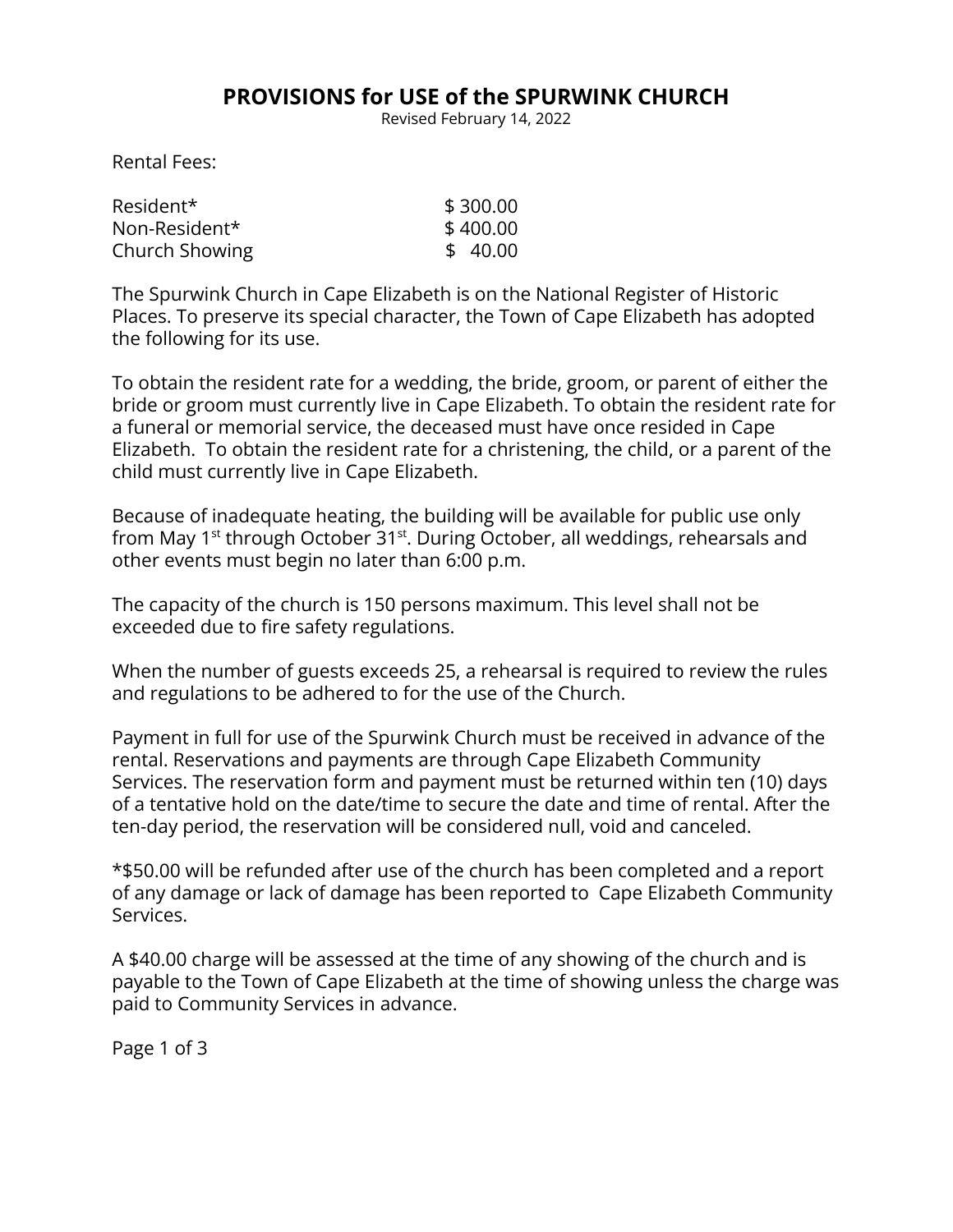# PROVISIONS for USE of the SPURWINK CHURCH

Revised February 14, 2022

Rental Fees:

| | |
|---|---|
| Resident* | $ 300.00 |
| Non-Resident* | $ 400.00 |
| Church Showing | $ 40.00 |

The Spurwink Church in Cape Elizabeth is on the National Register of Historic Places. To preserve its special character, the Town of Cape Elizabeth has adopted the following for its use.

To obtain the resident rate for a wedding, the bride, groom, or parent of either the bride or groom must currently live in Cape Elizabeth. To obtain the resident rate for a funeral or memorial service, the deceased must have once resided in Cape Elizabeth. To obtain the resident rate for a christening, the child, or a parent of the child must currently live in Cape Elizabeth.

Because of inadequate heating, the building will be available for public use only from May 1st through October 31st. During October, all weddings, rehearsals and other events must begin no later than 6:00 p.m.

The capacity of the church is 150 persons maximum. This level shall not be exceeded due to fire safety regulations.

When the number of guests exceeds 25, a rehearsal is required to review the rules and regulations to be adhered to for the use of the Church.

Payment in full for use of the Spurwink Church must be received in advance of the rental. Reservations and payments are through Cape Elizabeth Community Services. The reservation form and payment must be returned within ten (10) days of a tentative hold on the date/time to secure the date and time of rental. After the ten-day period, the reservation will be considered null, void and canceled.

*$50.00 will be refunded after use of the church has been completed and a report of any damage or lack of damage has been reported to Cape Elizabeth Community Services.

A $40.00 charge will be assessed at the time of any showing of the church and is payable to the Town of Cape Elizabeth at the time of showing unless the charge was paid to Community Services in advance.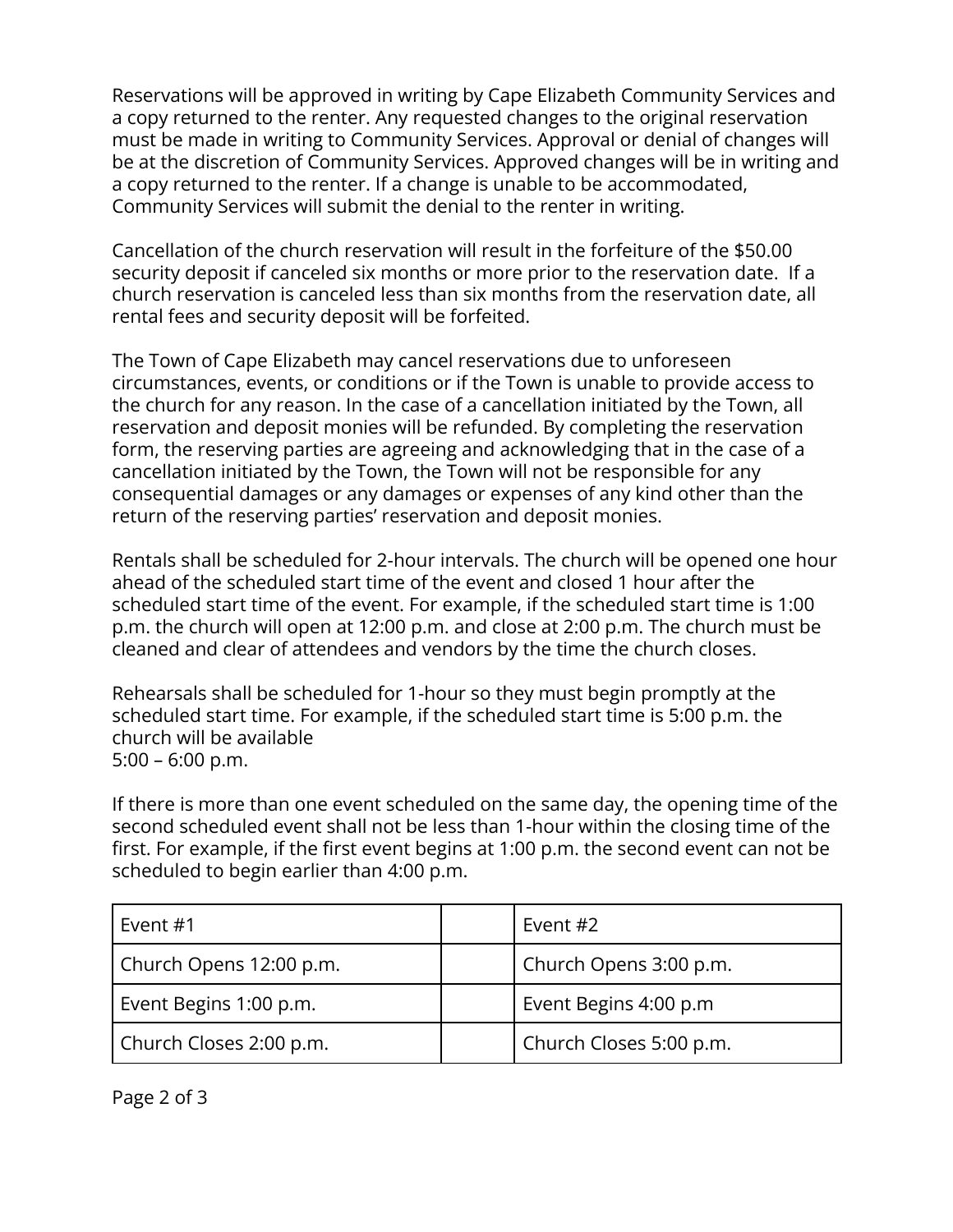Reservations will be approved in writing by Cape Elizabeth Community Services and a copy returned to the renter. Any requested changes to the original reservation must be made in writing to Community Services. Approval or denial of changes will be at the discretion of Community Services. Approved changes will be in writing and a copy returned to the renter. If a change is unable to be accommodated, Community Services will submit the denial to the renter in writing.

Cancellation of the church reservation will result in the forfeiture of the $50.00 security deposit if canceled six months or more prior to the reservation date. If a church reservation is canceled less than six months from the reservation date, all rental fees and security deposit will be forfeited.

The Town of Cape Elizabeth may cancel reservations due to unforeseen circumstances, events, or conditions or if the Town is unable to provide access to the church for any reason. In the case of a cancellation initiated by the Town, all reservation and deposit monies will be refunded. By completing the reservation form, the reserving parties are agreeing and acknowledging that in the case of a cancellation initiated by the Town, the Town will not be responsible for any consequential damages or any damages or expenses of any kind other than the return of the reserving parties' reservation and deposit monies.

Rentals shall be scheduled for 2-hour intervals. The church will be opened one hour ahead of the scheduled start time of the event and closed 1 hour after the scheduled start time of the event. For example, if the scheduled start time is 1:00 p.m. the church will open at 12:00 p.m. and close at 2:00 p.m. The church must be cleaned and clear of attendees and vendors by the time the church closes.

Rehearsals shall be scheduled for 1-hour so they must begin promptly at the scheduled start time. For example, if the scheduled start time is 5:00 p.m. the church will be available
5:00 – 6:00 p.m.

If there is more than one event scheduled on the same day, the opening time of the second scheduled event shall not be less than 1-hour within the closing time of the first. For example, if the first event begins at 1:00 p.m. the second event can not be scheduled to begin earlier than 4:00 p.m.

| Event #1 | | Event #2 |
|---|---|---|
| Church Opens 12:00 p.m. | | Church Opens 3:00 p.m. |
| Event Begins 1:00 p.m. | | Event Begins 4:00 p.m |
| Church Closes 2:00 p.m. | | Church Closes 5:00 p.m. |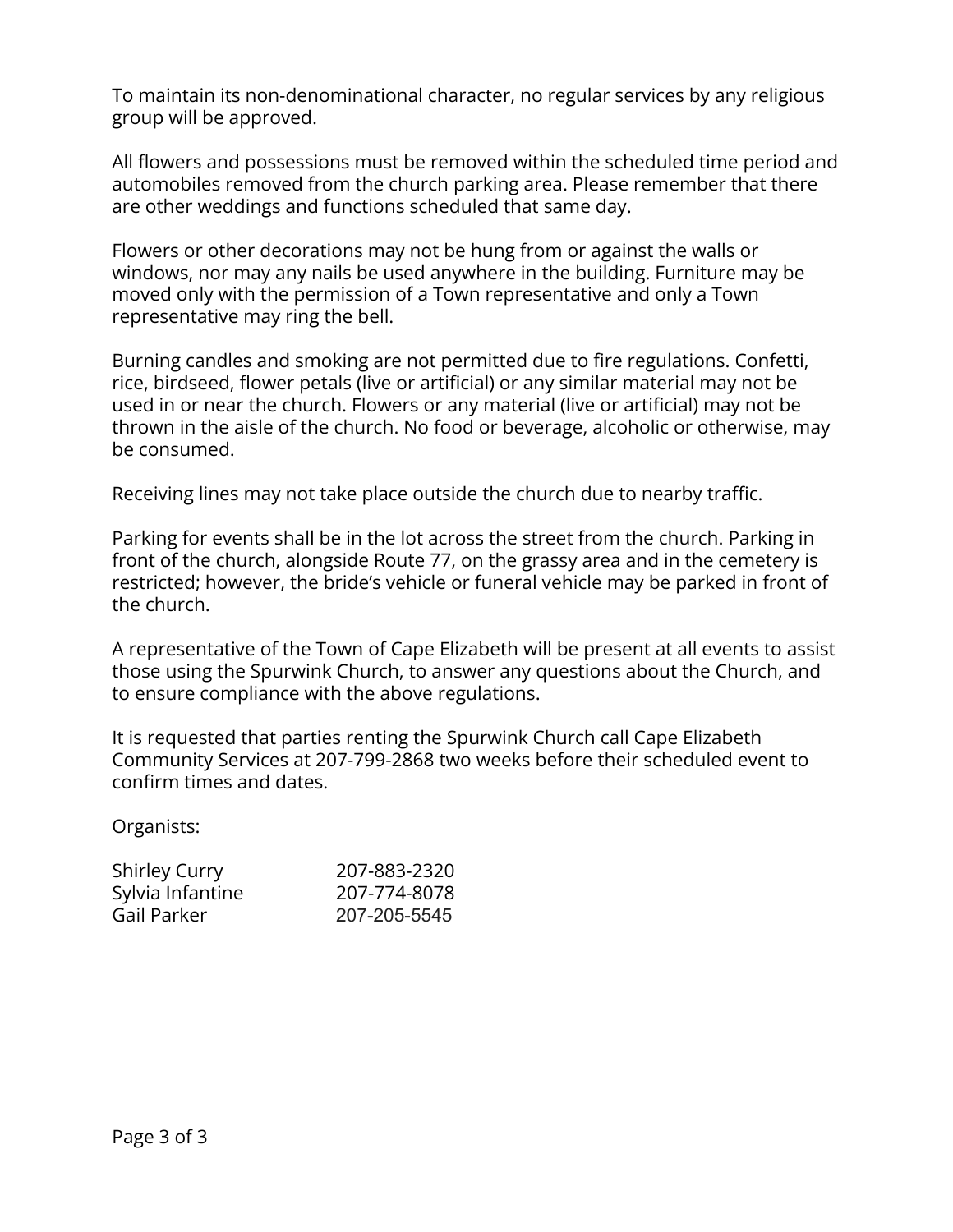To maintain its non-denominational character, no regular services by any religious group will be approved.

All flowers and possessions must be removed within the scheduled time period and automobiles removed from the church parking area. Please remember that there are other weddings and functions scheduled that same day.

Flowers or other decorations may not be hung from or against the walls or windows, nor may any nails be used anywhere in the building. Furniture may be moved only with the permission of a Town representative and only a Town representative may ring the bell.

Burning candles and smoking are not permitted due to fire regulations. Confetti, rice, birdseed, flower petals (live or artificial) or any similar material may not be used in or near the church. Flowers or any material (live or artificial) may not be thrown in the aisle of the church. No food or beverage, alcoholic or otherwise, may be consumed.

Receiving lines may not take place outside the church due to nearby traffic.

Parking for events shall be in the lot across the street from the church. Parking in front of the church, alongside Route 77, on the grassy area and in the cemetery is restricted; however, the bride's vehicle or funeral vehicle may be parked in front of the church.

A representative of the Town of Cape Elizabeth will be present at all events to assist those using the Spurwink Church, to answer any questions about the Church, and to ensure compliance with the above regulations.

It is requested that parties renting the Spurwink Church call Cape Elizabeth Community Services at 207-799-2868 two weeks before their scheduled event to confirm times and dates.

Organists:

| | |
|---|---|
| Shirley Curry | 207-883-2320 |
| Sylvia Infantine | 207-774-8078 |
| Gail Parker | 207-205-5545 |